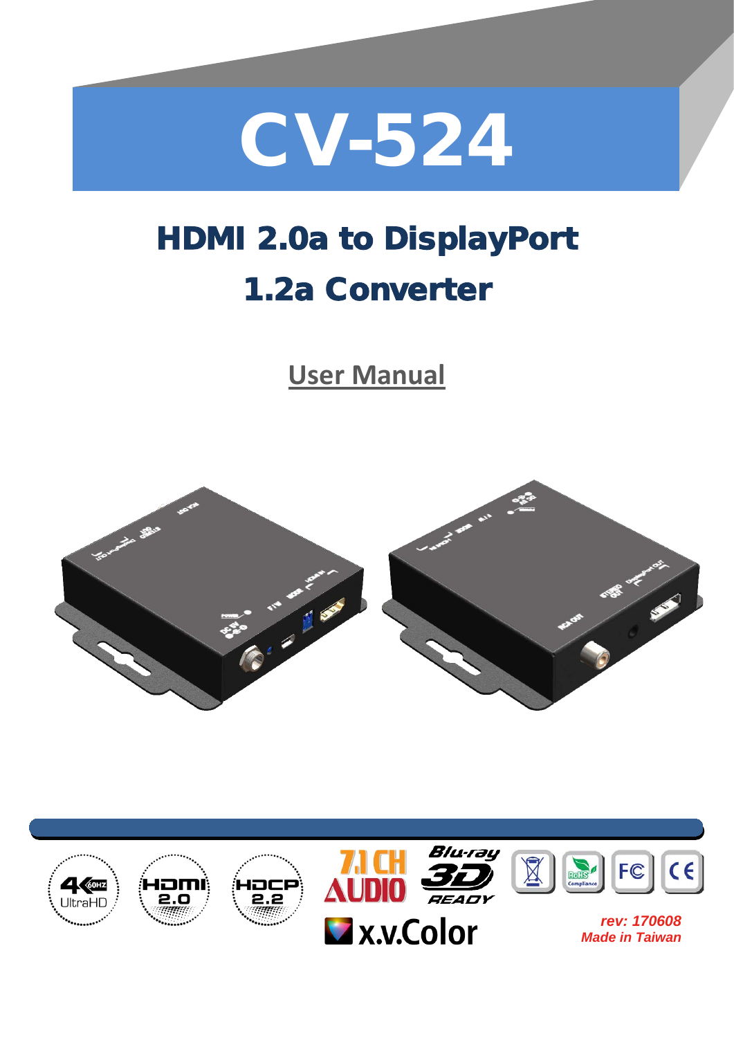# CV-524

## HDMI 2.0a to DisplayPort 1.2a Converter

**User Manual**

*rev: 170608*
*Made in Taiwan*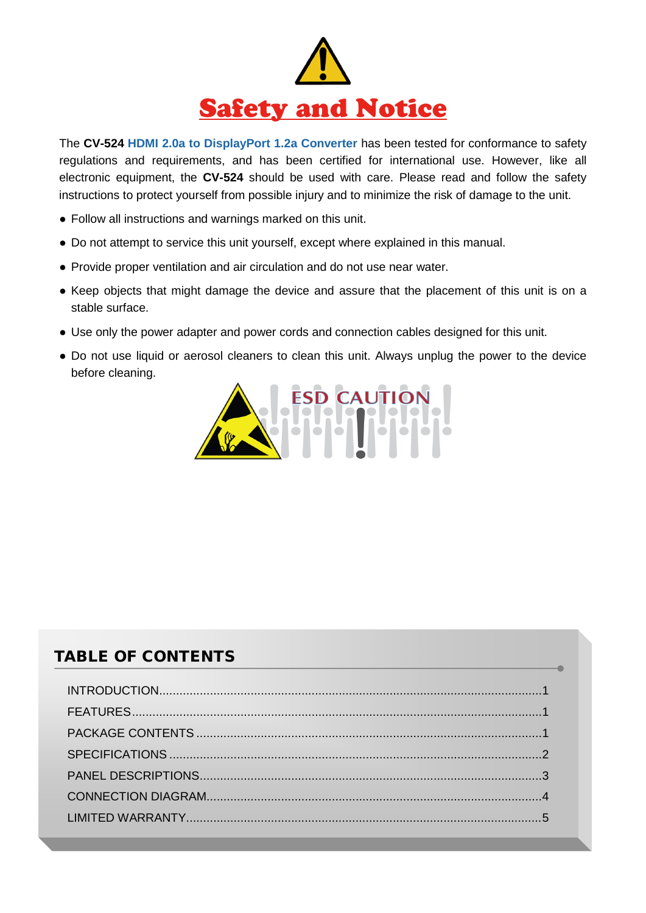# Safety and Notice

The **CV-524** **HDMI 2.0a to DisplayPort 1.2a Converter** has been tested for conformance to safety regulations and requirements, and has been certified for international use. However, like all electronic equipment, the **CV-524** should be used with care. Please read and follow the safety instructions to protect yourself from possible injury and to minimize the risk of damage to the unit.

- Follow all instructions and warnings marked on this unit.
- Do not attempt to service this unit yourself, except where explained in this manual.
- Provide proper ventilation and air circulation and do not use near water.
- Keep objects that might damage the device and assure that the placement of this unit is on a stable surface.
- Use only the power adapter and power cords and connection cables designed for this unit.
- Do not use liquid or aerosol cleaners to clean this unit. Always unplug the power to the device before cleaning.

ESD CAUTION

## TABLE OF CONTENTS

INTRODUCTION....................................................................1
FEATURES..............................................................................1
PACKAGE CONTENTS...........................................................1
SPECIFICATIONS...................................................................2
PANEL DESCRIPTIONS..........................................................3
CONNECTION DIAGRAM.......................................................4
LIMITED WARRANTY.............................................................5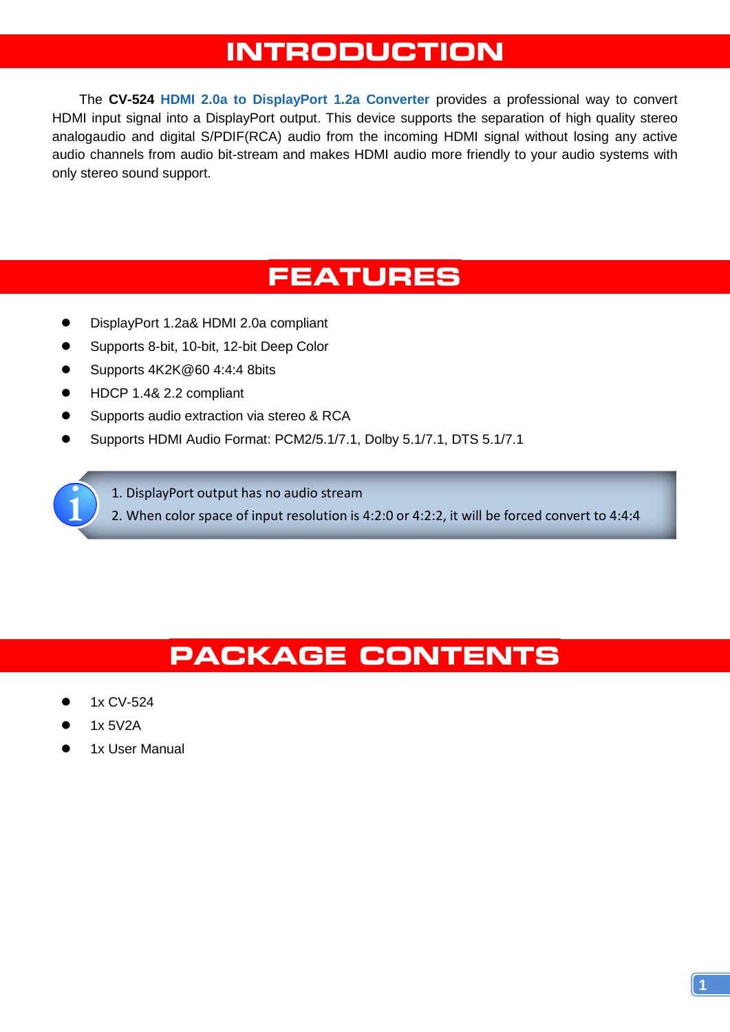# INTRODUCTION

The **CV-524** **HDMI 2.0a to DisplayPort 1.2a Converter** provides a professional way to convert HDMI input signal into a DisplayPort output. This device supports the separation of high quality stereo analogaudio and digital S/PDIF(RCA) audio from the incoming HDMI signal without losing any active audio channels from audio bit-stream and makes HDMI audio more friendly to your audio systems with only stereo sound support.

# FEATURES

- DisplayPort 1.2a& HDMI 2.0a compliant
- Supports 8-bit, 10-bit, 12-bit Deep Color
- Supports 4K2K@60 4:4:4 8bits
- HDCP 1.4& 2.2 compliant
- Supports audio extraction via stereo & RCA
- Supports HDMI Audio Format: PCM2/5.1/7.1, Dolby 5.1/7.1, DTS 5.1/7.1

1. DisplayPort output has no audio stream
2. When color space of input resolution is 4:2:0 or 4:2:2, it will be forced convert to 4:4:4

# PACKAGE CONTENTS

- 1x CV-524
- 1x 5V2A
- 1x User Manual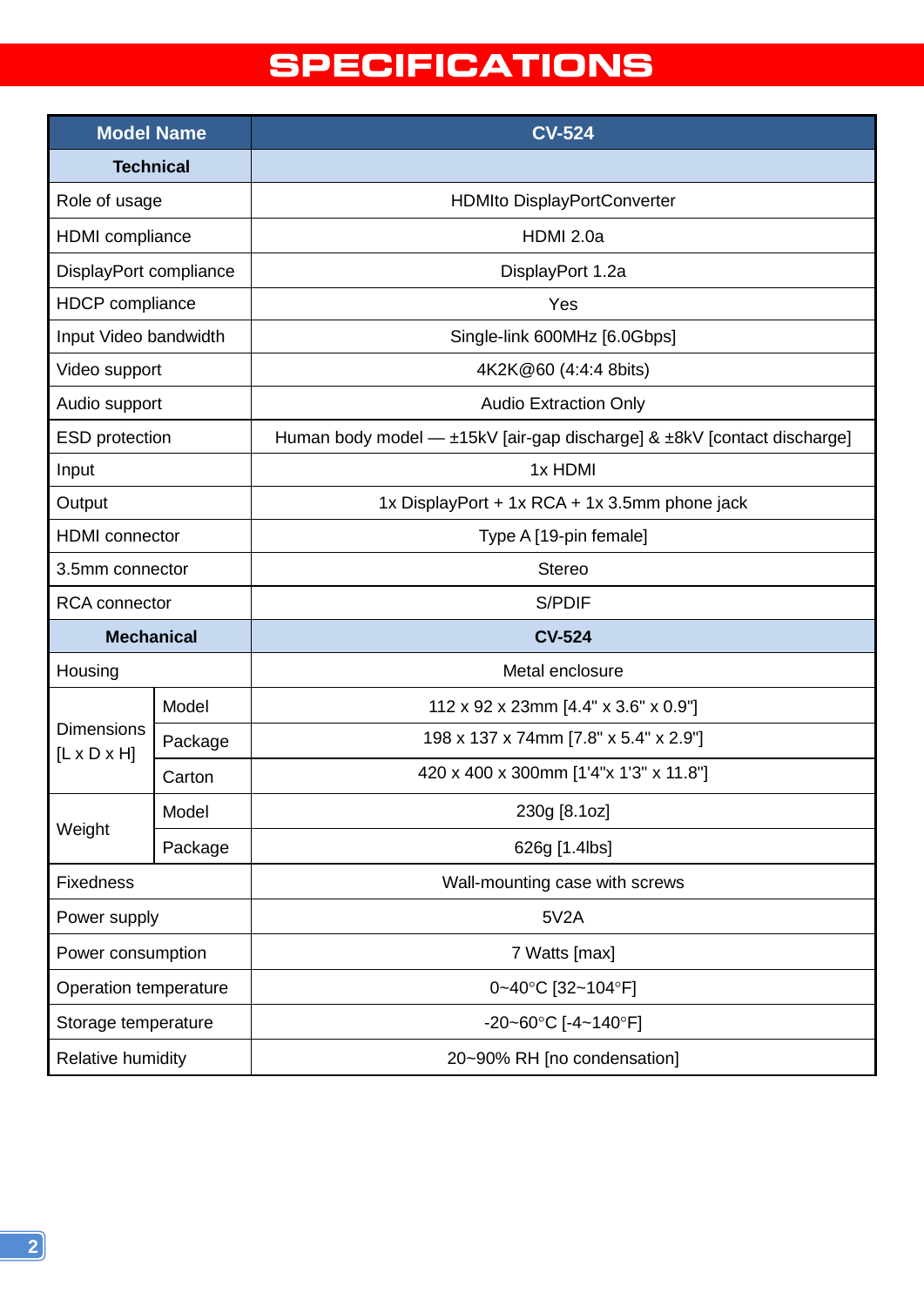# SPECIFICATIONS

| Model Name | | CV-524 |
|---|---|---|
| **Technical** | | |
| Role of usage | | HDMIto DisplayPortConverter |
| HDMI compliance | | HDMI 2.0a |
| DisplayPort compliance | | DisplayPort 1.2a |
| HDCP compliance | | Yes |
| Input Video bandwidth | | Single-link 600MHz [6.0Gbps] |
| Video support | | 4K2K@60 (4:4:4 8bits) |
| Audio support | | Audio Extraction Only |
| ESD protection | | Human body model — ±15kV [air-gap discharge] & ±8kV [contact discharge] |
| Input | | 1x HDMI |
| Output | | 1x DisplayPort + 1x RCA + 1x 3.5mm phone jack |
| HDMI connector | | Type A [19-pin female] |
| 3.5mm connector | | Stereo |
| RCA connector | | S/PDIF |
| **Mechanical** | | **CV-524** |
| Housing | | Metal enclosure |
| Dimensions [L x D x H] | Model | 112 x 92 x 23mm [4.4" x 3.6" x 0.9"] |
| | Package | 198 x 137 x 74mm [7.8" x 5.4" x 2.9"] |
| | Carton | 420 x 400 x 300mm [1'4"x 1'3" x 11.8"] |
| Weight | Model | 230g [8.1oz] |
| | Package | 626g [1.4lbs] |
| Fixedness | | Wall-mounting case with screws |
| Power supply | | 5V2A |
| Power consumption | | 7 Watts [max] |
| Operation temperature | | 0~40°C [32~104°F] |
| Storage temperature | | -20~60°C [-4~140°F] |
| Relative humidity | | 20~90% RH [no condensation] |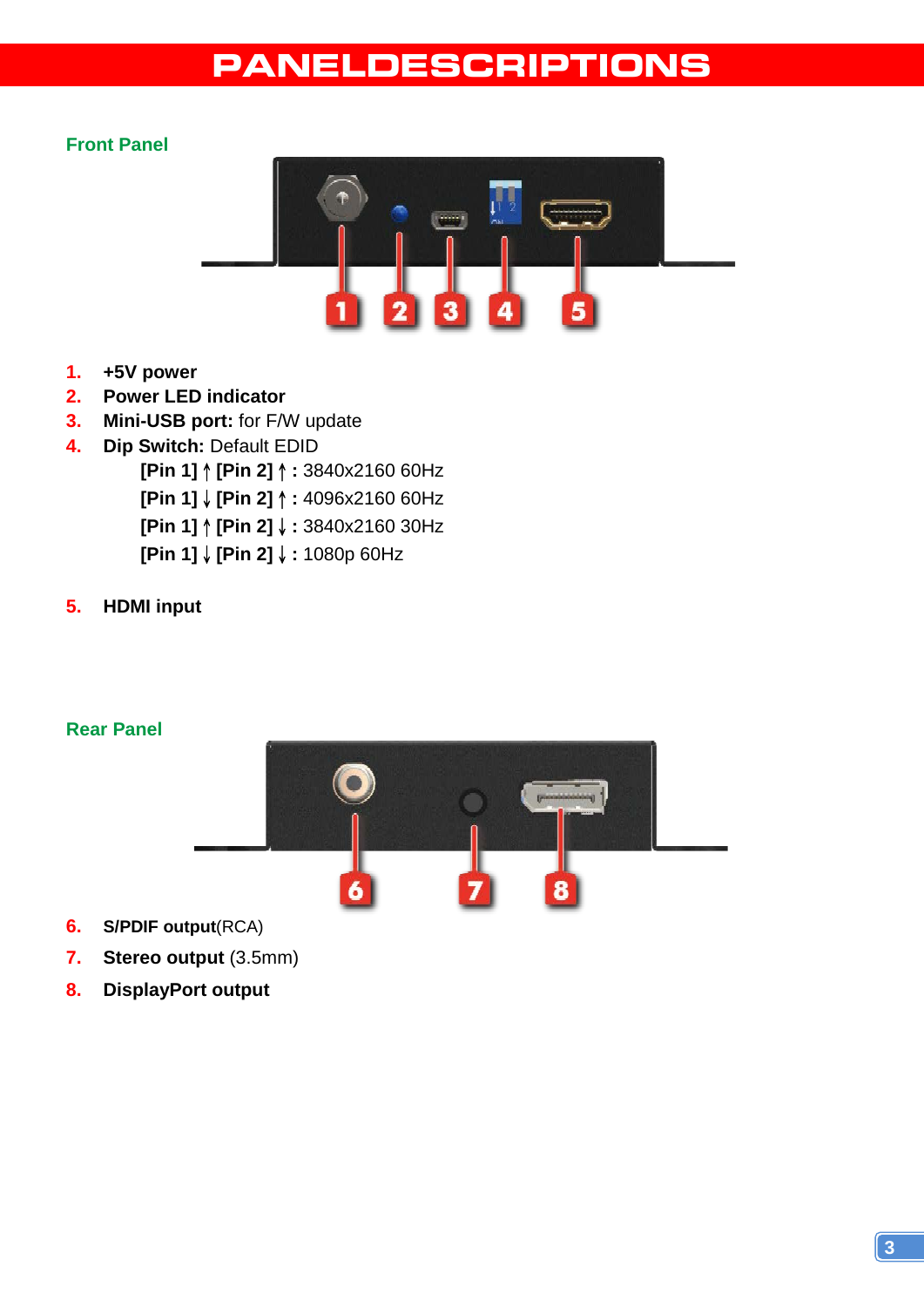# PANELDESCRIPTIONS

## Front Panel

1. **+5V power**
2. **Power LED indicator**
3. **Mini-USB port:** for F/W update
4. **Dip Switch:** Default EDID
   - **[Pin 1] ↑ [Pin 2] ↑ :** 3840x2160 60Hz
   - **[Pin 1] ↓ [Pin 2] ↑ :** 4096x2160 60Hz
   - **[Pin 1] ↑ [Pin 2] ↓ :** 3840x2160 30Hz
   - **[Pin 1] ↓ [Pin 2] ↓ :** 1080p 60Hz
5. **HDMI input**

## Rear Panel

6. **S/PDIF output**(RCA)
7. **Stereo output** (3.5mm)
8. **DisplayPort output**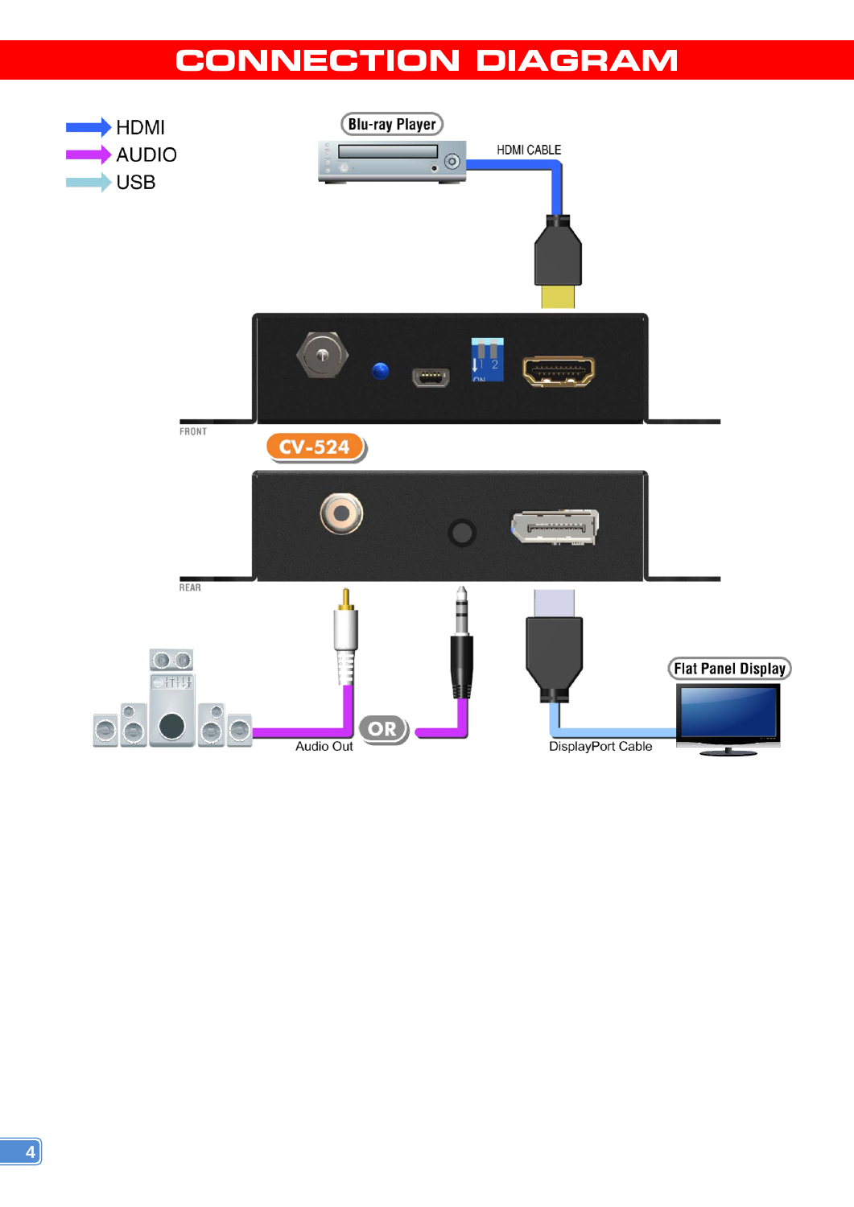# CONNECTION DIAGRAM

HDMI
AUDIO
USB

Blu-ray Player

HDMI CABLE

FRONT

CV-524

REAR

Audio Out

OR

DisplayPort Cable

Flat Panel Display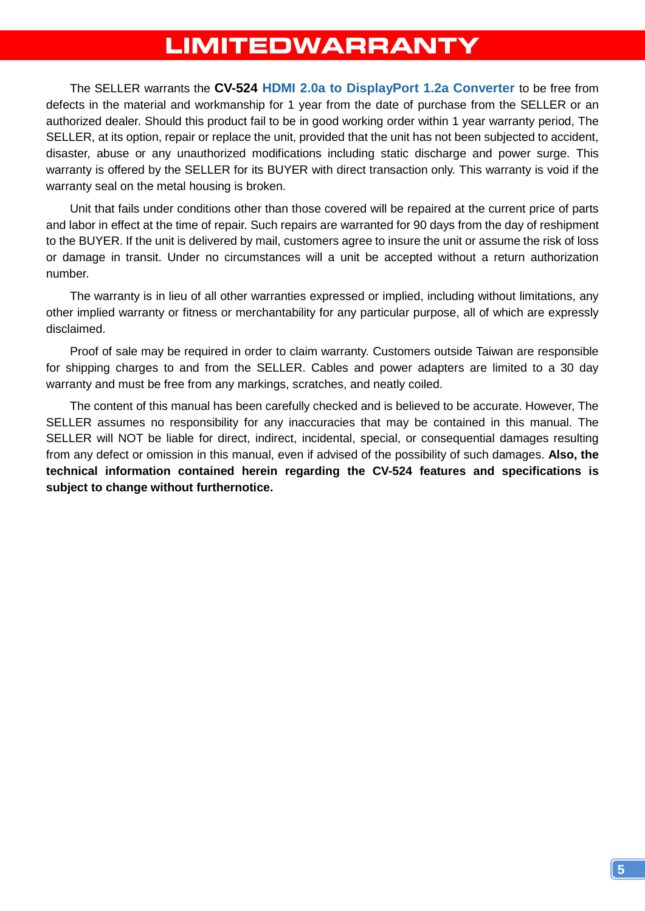# LIMITEDWARRANTY

The SELLER warrants the **CV-524** **HDMI 2.0a to DisplayPort 1.2a Converter** to be free from defects in the material and workmanship for 1 year from the date of purchase from the SELLER or an authorized dealer. Should this product fail to be in good working order within 1 year warranty period, The SELLER, at its option, repair or replace the unit, provided that the unit has not been subjected to accident, disaster, abuse or any unauthorized modifications including static discharge and power surge. This warranty is offered by the SELLER for its BUYER with direct transaction only. This warranty is void if the warranty seal on the metal housing is broken.

Unit that fails under conditions other than those covered will be repaired at the current price of parts and labor in effect at the time of repair. Such repairs are warranted for 90 days from the day of reshipment to the BUYER. If the unit is delivered by mail, customers agree to insure the unit or assume the risk of loss or damage in transit. Under no circumstances will a unit be accepted without a return authorization number.

The warranty is in lieu of all other warranties expressed or implied, including without limitations, any other implied warranty or fitness or merchantability for any particular purpose, all of which are expressly disclaimed.

Proof of sale may be required in order to claim warranty. Customers outside Taiwan are responsible for shipping charges to and from the SELLER. Cables and power adapters are limited to a 30 day warranty and must be free from any markings, scratches, and neatly coiled.

The content of this manual has been carefully checked and is believed to be accurate. However, The SELLER assumes no responsibility for any inaccuracies that may be contained in this manual. The SELLER will NOT be liable for direct, indirect, incidental, special, or consequential damages resulting from any defect or omission in this manual, even if advised of the possibility of such damages. **Also, the technical information contained herein regarding the CV-524 features and specifications is subject to change without furthernotice.**